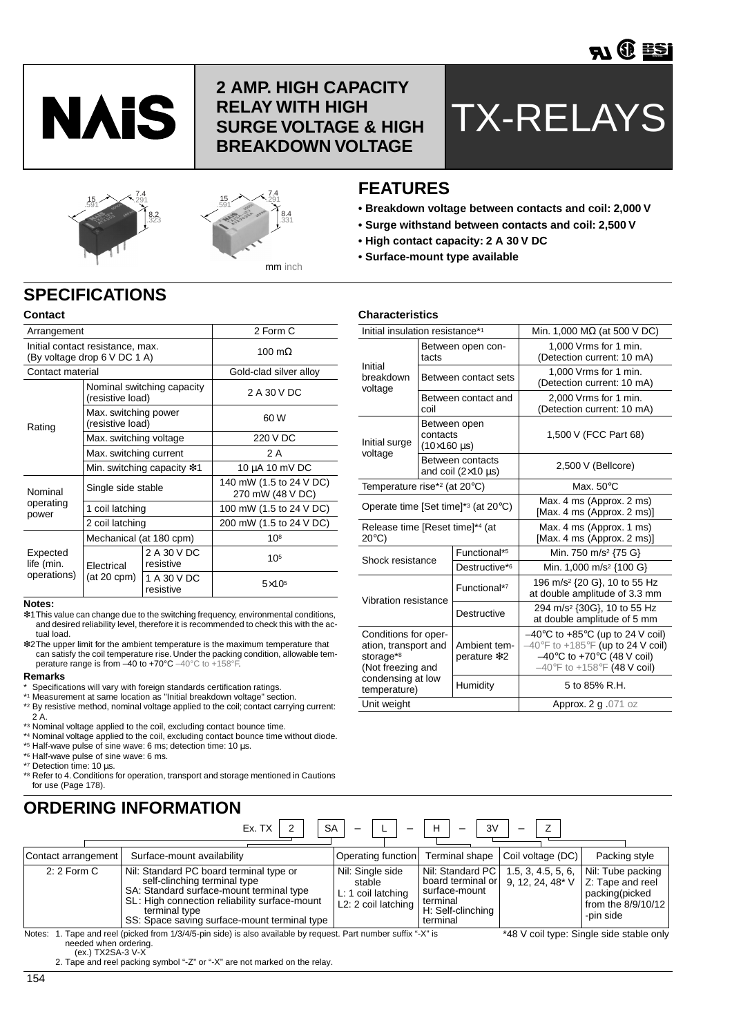# NAiS

## 2 AMP. HIGH CAPACITY RELAY WITH HIGH SURGE VOLTAGE & HIGH BREAKDOWN VOLTAGE

# TX-RELAYS

15 .591 7.4 .291 8.2 .323

15 .591 7.4 .291 8.4 .331

mm inch

## FEATURES

- **Breakdown voltage between contacts and coil: 2,000 V**
- **Surge withstand between contacts and coil: 2,500 V**
- **High contact capacity: 2 A 30 V DC**
- **Surface-mount type available**

## SPECIFICATIONS

### Contact

| Arrangement | | | 2 Form C |
|---|---|---|---|
| Initial contact resistance, max. (By voltage drop 6 V DC 1 A) | | | 100 mΩ |
| Contact material | | | Gold-clad silver alloy |
| Rating | Nominal switching capacity (resistive load) | | 2 A 30 V DC |
| | Max. switching power (resistive load) | | 60 W |
| | Max. switching voltage | | 220 V DC |
| | Max. switching current | | 2 A |
| | Min. switching capacity ✻1 | | 10 µA 10 mV DC |
| Nominal operating power | Single side stable | | 140 mW (1.5 to 24 V DC) 270 mW (48 V DC) |
| | 1 coil latching | | 100 mW (1.5 to 24 V DC) |
| | 2 coil latching | | 200 mW (1.5 to 24 V DC) |
| Expected life (min. operations) | Mechanical (at 180 cpm) | | $10^8$ |
| | Electrical (at 20 cpm) | 2 A 30 V DC resistive | $10^5$ |
| | | 1 A 30 V DC resistive | $5\times10^5$ |

**Notes:**

✻1 This value can change due to the switching frequency, environmental conditions, and desired reliability level, therefore it is recommended to check this with the actual load.

✻2 The upper limit for the ambient temperature is the maximum temperature that can satisfy the coil temperature rise. Under the packing condition, allowable temperature range is from –40 to +70°C –40°C to +158°F.

**Remarks**

\* Specifications will vary with foreign standards certification ratings.

*1 Measurement at same location as "Initial breakdown voltage" section.

*2 By resistive method, nominal voltage applied to the coil; contact carrying current: 2 A.

*3 Nominal voltage applied to the coil, excluding contact bounce time.

*4 Nominal voltage applied to the coil, excluding contact bounce time without diode.

*5 Half-wave pulse of sine wave: 6 ms; detection time: 10 µs.

*6 Half-wave pulse of sine wave: 6 ms.

*7 Detection time: 10 µs.

*8 Refer to 4. Conditions for operation, transport and storage mentioned in Cautions for use (Page 178).

### Characteristics

| Initial insulation resistance*1 | | Min. 1,000 MΩ (at 500 V DC) |
|---|---|---|
| Initial breakdown voltage | Between open contacts | 1,000 Vrms for 1 min. (Detection current: 10 mA) |
| | Between contact sets | 1,000 Vrms for 1 min. (Detection current: 10 mA) |
| | Between contact and coil | 2,000 Vrms for 1 min. (Detection current: 10 mA) |
| Initial surge voltage | Between open contacts (10×160 µs) | 1,500 V (FCC Part 68) |
| | Between contacts and coil (2×10 µs) | 2,500 V (Bellcore) |
| Temperature rise*2 (at 20°C) | | Max. 50°C |
| Operate time [Set time]*3 (at 20°C) | | Max. 4 ms (Approx. 2 ms) [Max. 4 ms (Approx. 2 ms)] |
| Release time [Reset time]*4 (at 20°C) | | Max. 4 ms (Approx. 1 ms) [Max. 4 ms (Approx. 2 ms)] |
| Shock resistance | Functional*5 | Min. 750 m/s² {75 G} |
| | Destructive*6 | Min. 1,000 m/s² {100 G} |
| Vibration resistance | Functional*7 | 196 m/s² {20 G}, 10 to 55 Hz at double amplitude of 3.3 mm |
| | Destructive | 294 m/s² {30G}, 10 to 55 Hz at double amplitude of 5 mm |
| Conditions for operation, transport and storage*8 (Not freezing and condensing at low temperature) | Ambient temperature ✻2 | –40°C to +85°C (up to 24 V coil) –40°F to +185°F (up to 24 V coil) –40°C to +70°C (48 V coil) –40°F to +158°F (48 V coil) |
| | Humidity | 5 to 85% R.H. |
| Unit weight | | Approx. 2 g .071 oz |

## ORDERING INFORMATION

Ex. TX [2] [SA] – [L] – [H] – [3V] – [Z]

| Contact arrangement | Surface-mount availability | Operating function | Terminal shape | Coil voltage (DC) | Packing style |
|---|---|---|---|---|---|
| 2: 2 Form C | Nil: Standard PC board terminal type or self-clinching terminal type<br>SA: Standard surface-mount terminal type<br>SL: High connection reliability surface-mount terminal type<br>SS: Space saving surface-mount terminal type | Nil: Single side stable<br>L: 1 coil latching<br>L2: 2 coil latching | Nil: Standard PC board terminal or surface-mount terminal<br>H: Self-clinching terminal | 1.5, 3, 4.5, 5, 6, 9, 12, 24, 48* V | Nil: Tube packing<br>Z: Tape and reel packing(picked from the 8/9/10/12-pin side) |

Notes: 1. Tape and reel (picked from 1/3/4/5-pin side) is also available by request. Part number suffix "-X" is needed when ordering.
(ex.) TX2SA-3 V-X
2. Tape and reel packing symbol "-Z" or "-X" are not marked on the relay.

*48 V coil type: Single side stable only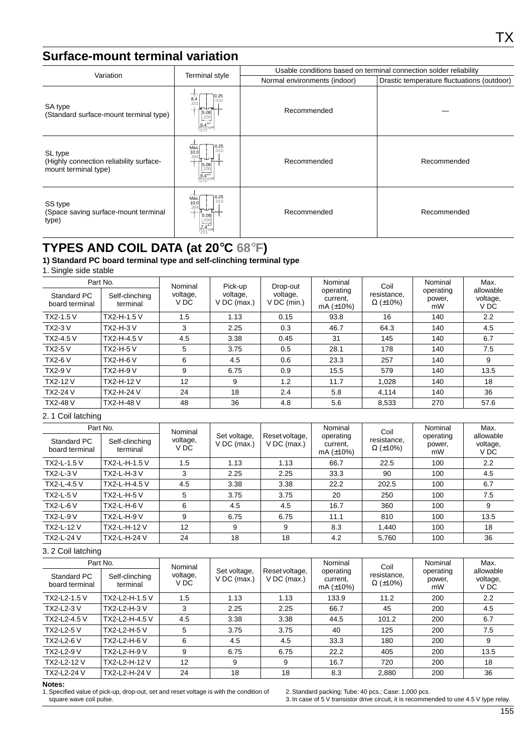## Surface-mount terminal variation

| Variation | Terminal style | Usable conditions based on terminal connection solder reliability | |
|---|---|---|---|
| | | Normal environments (indoor) | Drastic temperature fluctuations (outdoor) |
| SA type (Standard surface-mount terminal type) | 8.4 .331, 0.25 .010, 5.08 .200, 9.4 .370 | Recommended | — |
| SL type (Highly connection reliability surface-mount terminal type) | Max. 10.0 .394, 0.25 .010, 5.08 .200, 9.4 .370 | Recommended | Recommended |
| SS type (Space saving surface-mount terminal type) | Max. 10.0 .394, 0.25 .010, 5.08 .200, 7.4 .291 | Recommended | Recommended |

## TYPES AND COIL DATA (at 20°C 68°F)

**1) Standard PC board terminal type and self-clinching terminal type**

1. Single side stable

| Part No. | | Nominal voltage, V DC | Pick-up voltage, V DC (max.) | Drop-out voltage, V DC (min.) | Nominal operating current, mA (±10%) | Coil resistance, Ω (±10%) | Nominal operating power, mW | Max. allowable voltage, V DC |
|---|---|---|---|---|---|---|---|---|
| Standard PC board terminal | Self-clinching terminal | | | | | | | |
| TX2-1.5 V | TX2-H-1.5 V | 1.5 | 1.13 | 0.15 | 93.8 | 16 | 140 | 2.2 |
| TX2-3 V | TX2-H-3 V | 3 | 2.25 | 0.3 | 46.7 | 64.3 | 140 | 4.5 |
| TX2-4.5 V | TX2-H-4.5 V | 4.5 | 3.38 | 0.45 | 31 | 145 | 140 | 6.7 |
| TX2-5 V | TX2-H-5 V | 5 | 3.75 | 0.5 | 28.1 | 178 | 140 | 7.5 |
| TX2-6 V | TX2-H-6 V | 6 | 4.5 | 0.6 | 23.3 | 257 | 140 | 9 |
| TX2-9 V | TX2-H-9 V | 9 | 6.75 | 0.9 | 15.5 | 579 | 140 | 13.5 |
| TX2-12 V | TX2-H-12 V | 12 | 9 | 1.2 | 11.7 | 1,028 | 140 | 18 |
| TX2-24 V | TX2-H-24 V | 24 | 18 | 2.4 | 5.8 | 4,114 | 140 | 36 |
| TX2-48 V | TX2-H-48 V | 48 | 36 | 4.8 | 5.6 | 8,533 | 270 | 57.6 |

2. 1 Coil latching

| Part No. | | Nominal voltage, V DC | Set voltage, V DC (max.) | Reset voltage, V DC (max.) | Nominal operating current, mA (±10%) | Coil resistance, Ω (±10%) | Nominal operating power, mW | Max. allowable voltage, V DC |
|---|---|---|---|---|---|---|---|---|
| Standard PC board terminal | Self-clinching terminal | | | | | | | |
| TX2-L-1.5 V | TX2-L-H-1.5 V | 1.5 | 1.13 | 1.13 | 66.7 | 22.5 | 100 | 2.2 |
| TX2-L-3 V | TX2-L-H-3 V | 3 | 2.25 | 2.25 | 33.3 | 90 | 100 | 4.5 |
| TX2-L-4.5 V | TX2-L-H-4.5 V | 4.5 | 3.38 | 3.38 | 22.2 | 202.5 | 100 | 6.7 |
| TX2-L-5 V | TX2-L-H-5 V | 5 | 3.75 | 3.75 | 20 | 250 | 100 | 7.5 |
| TX2-L-6 V | TX2-L-H-6 V | 6 | 4.5 | 4.5 | 16.7 | 360 | 100 | 9 |
| TX2-L-9 V | TX2-L-H-9 V | 9 | 6.75 | 6.75 | 11.1 | 810 | 100 | 13.5 |
| TX2-L-12 V | TX2-L-H-12 V | 12 | 9 | 9 | 8.3 | 1,440 | 100 | 18 |
| TX2-L-24 V | TX2-L-H-24 V | 24 | 18 | 18 | 4.2 | 5,760 | 100 | 36 |

3. 2 Coil latching

| Part No. | | Nominal voltage, V DC | Set voltage, V DC (max.) | Reset voltage, V DC (max.) | Nominal operating current, mA (±10%) | Coil resistance, Ω (±10%) | Nominal operating power, mW | Max. allowable voltage, V DC |
|---|---|---|---|---|---|---|---|---|
| Standard PC board terminal | Self-clinching terminal | | | | | | | |
| TX2-L2-1.5 V | TX2-L2-H-1.5 V | 1.5 | 1.13 | 1.13 | 133.9 | 11.2 | 200 | 2.2 |
| TX2-L2-3 V | TX2-L2-H-3 V | 3 | 2.25 | 2.25 | 66.7 | 45 | 200 | 4.5 |
| TX2-L2-4.5 V | TX2-L2-H-4.5 V | 4.5 | 3.38 | 3.38 | 44.5 | 101.2 | 200 | 6.7 |
| TX2-L2-5 V | TX2-L2-H-5 V | 5 | 3.75 | 3.75 | 40 | 125 | 200 | 7.5 |
| TX2-L2-6 V | TX2-L2-H-6 V | 6 | 4.5 | 4.5 | 33.3 | 180 | 200 | 9 |
| TX2-L2-9 V | TX2-L2-H-9 V | 9 | 6.75 | 6.75 | 22.2 | 405 | 200 | 13.5 |
| TX2-L2-12 V | TX2-L2-H-12 V | 12 | 9 | 9 | 16.7 | 720 | 200 | 18 |
| TX2-L2-24 V | TX2-L2-H-24 V | 24 | 18 | 18 | 8.3 | 2,880 | 200 | 36 |

**Notes:**
1. Specified value of pick-up, drop-out, set and reset voltage is with the condition of square wave coil pulse.
2. Standard packing: Tube: 40 pcs.; Case: 1,000 pcs.
3. In case of 5 V transistor drive circuit, it is recommended to use 4.5 V type relay.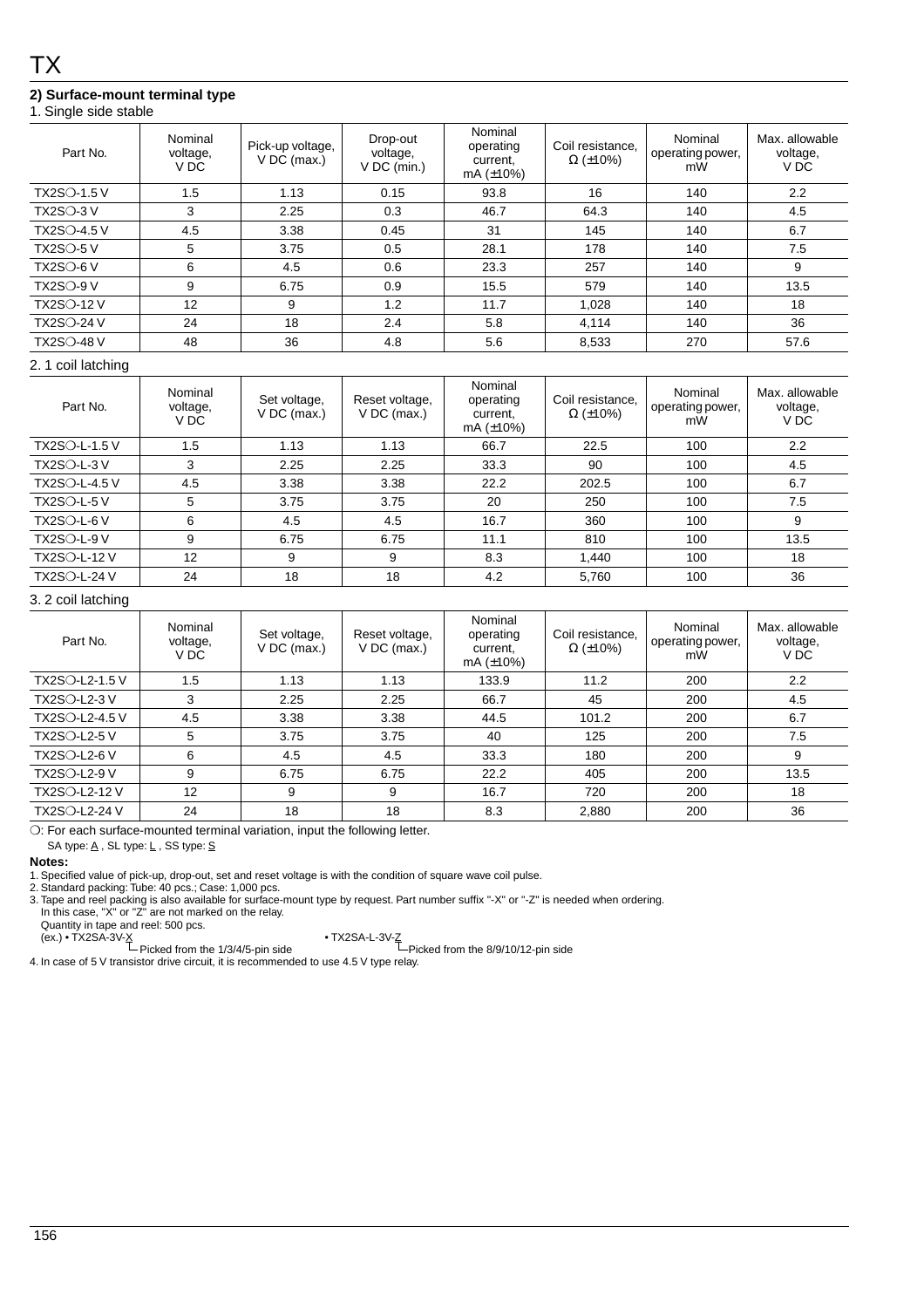# TX

### 2) Surface-mount terminal type

1. Single side stable

| Part No. | Nominal voltage, V DC | Pick-up voltage, V DC (max.) | Drop-out voltage, V DC (min.) | Nominal operating current, mA (±10%) | Coil resistance, Ω (±10%) | Nominal operating power, mW | Max. allowable voltage, V DC |
|---|---|---|---|---|---|---|---|
| TX2S○-1.5 V | 1.5 | 1.13 | 0.15 | 93.8 | 16 | 140 | 2.2 |
| TX2S○-3 V | 3 | 2.25 | 0.3 | 46.7 | 64.3 | 140 | 4.5 |
| TX2S○-4.5 V | 4.5 | 3.38 | 0.45 | 31 | 145 | 140 | 6.7 |
| TX2S○-5 V | 5 | 3.75 | 0.5 | 28.1 | 178 | 140 | 7.5 |
| TX2S○-6 V | 6 | 4.5 | 0.6 | 23.3 | 257 | 140 | 9 |
| TX2S○-9 V | 9 | 6.75 | 0.9 | 15.5 | 579 | 140 | 13.5 |
| TX2S○-12 V | 12 | 9 | 1.2 | 11.7 | 1,028 | 140 | 18 |
| TX2S○-24 V | 24 | 18 | 2.4 | 5.8 | 4,114 | 140 | 36 |
| TX2S○-48 V | 48 | 36 | 4.8 | 5.6 | 8,533 | 270 | 57.6 |

2. 1 coil latching

| Part No. | Nominal voltage, V DC | Set voltage, V DC (max.) | Reset voltage, V DC (max.) | Nominal operating current, mA (±10%) | Coil resistance, Ω (±10%) | Nominal operating power, mW | Max. allowable voltage, V DC |
|---|---|---|---|---|---|---|---|
| TX2S○-L-1.5 V | 1.5 | 1.13 | 1.13 | 66.7 | 22.5 | 100 | 2.2 |
| TX2S○-L-3 V | 3 | 2.25 | 2.25 | 33.3 | 90 | 100 | 4.5 |
| TX2S○-L-4.5 V | 4.5 | 3.38 | 3.38 | 22.2 | 202.5 | 100 | 6.7 |
| TX2S○-L-5 V | 5 | 3.75 | 3.75 | 20 | 250 | 100 | 7.5 |
| TX2S○-L-6 V | 6 | 4.5 | 4.5 | 16.7 | 360 | 100 | 9 |
| TX2S○-L-9 V | 9 | 6.75 | 6.75 | 11.1 | 810 | 100 | 13.5 |
| TX2S○-L-12 V | 12 | 9 | 9 | 8.3 | 1,440 | 100 | 18 |
| TX2S○-L-24 V | 24 | 18 | 18 | 4.2 | 5,760 | 100 | 36 |

3. 2 coil latching

| Part No. | Nominal voltage, V DC | Set voltage, V DC (max.) | Reset voltage, V DC (max.) | Nominal operating current, mA (±10%) | Coil resistance, Ω (±10%) | Nominal operating power, mW | Max. allowable voltage, V DC |
|---|---|---|---|---|---|---|---|
| TX2S○-L2-1.5 V | 1.5 | 1.13 | 1.13 | 133.9 | 11.2 | 200 | 2.2 |
| TX2S○-L2-3 V | 3 | 2.25 | 2.25 | 66.7 | 45 | 200 | 4.5 |
| TX2S○-L2-4.5 V | 4.5 | 3.38 | 3.38 | 44.5 | 101.2 | 200 | 6.7 |
| TX2S○-L2-5 V | 5 | 3.75 | 3.75 | 40 | 125 | 200 | 7.5 |
| TX2S○-L2-6 V | 6 | 4.5 | 4.5 | 33.3 | 180 | 200 | 9 |
| TX2S○-L2-9 V | 9 | 6.75 | 6.75 | 22.2 | 405 | 200 | 13.5 |
| TX2S○-L2-12 V | 12 | 9 | 9 | 16.7 | 720 | 200 | 18 |
| TX2S○-L2-24 V | 24 | 18 | 18 | 8.3 | 2,880 | 200 | 36 |

○: For each surface-mounted terminal variation, input the following letter.
SA type: A , SL type: L , SS type: S

**Notes:**

1. Specified value of pick-up, drop-out, set and reset voltage is with the condition of square wave coil pulse.
2. Standard packing: Tube: 40 pcs.; Case: 1,000 pcs.
3. Tape and reel packing is also available for surface-mount type by request. Part number suffix "-X" or "-Z" is needed when ordering.
   In this case, "X" or "Z" are not marked on the relay.
   Quantity in tape and reel: 500 pcs.
   (ex.) • TX2SA-3V-X — Picked from the 1/3/4/5-pin side • TX2SA-L-3V-Z — Picked from the 8/9/10/12-pin side
4. In case of 5 V transistor drive circuit, it is recommended to use 4.5 V type relay.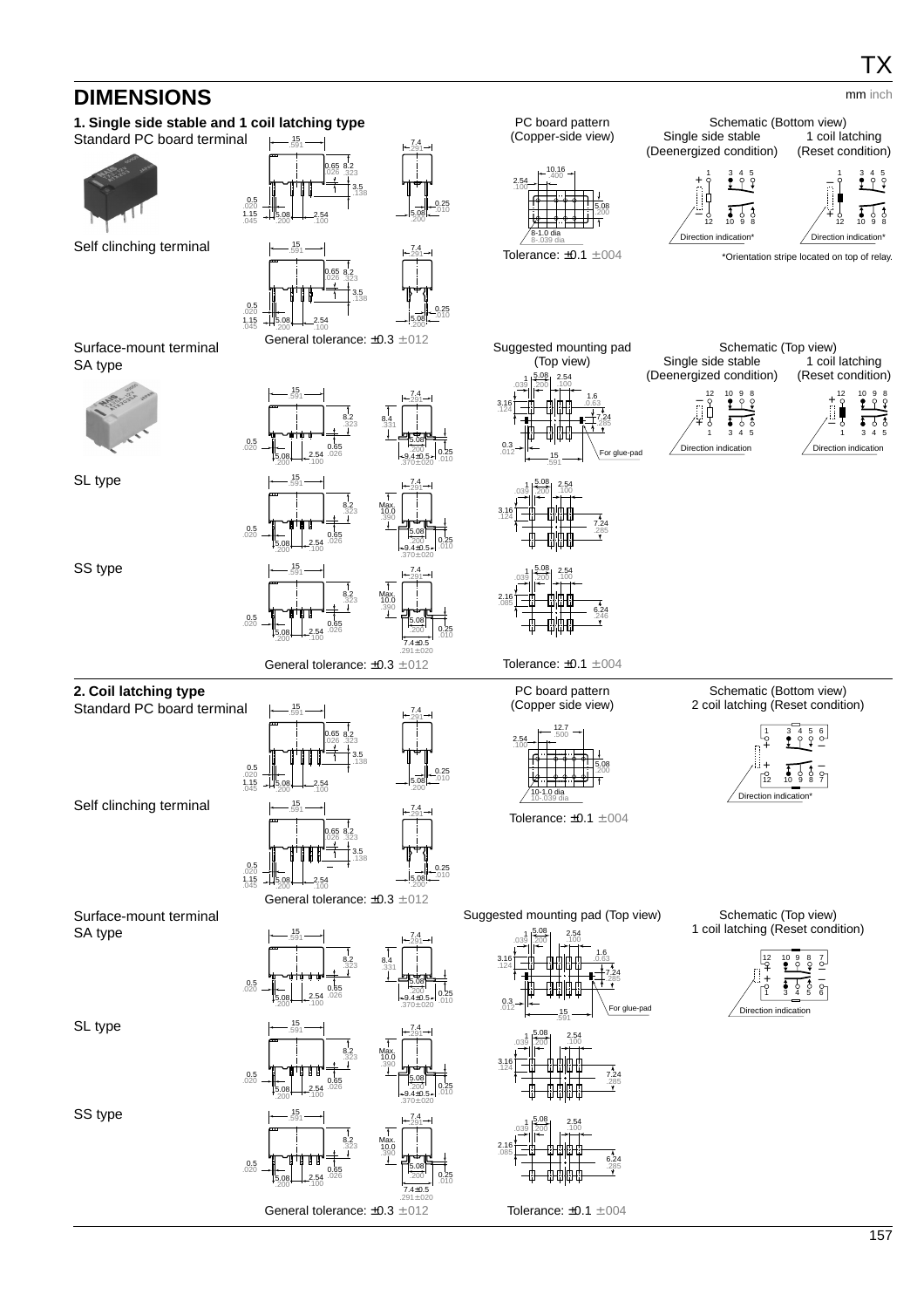## DIMENSIONS

mm inch

### 1. Single side stable and 1 coil latching type

**Standard PC board terminal**

15 .591 — 7.4 .291 — 0.65 .026 — 8.2 .323 — 3.5 .138 — 0.5 .020 — 1.15 .045 — 5.08 .200 — 2.54 .100 — 0.25 .010 — 5.08 .200

**Self clinching terminal**

15 .591 — 7.4 .291 — 0.65 .026 — 8.2 .323 — 3.5 .138 — 0.5 .020 — 1.15 .045 — 5.08 .200 — 2.54 .100 — 0.25 .010 — 5.08 .200

General tolerance: ±0.3 ±.012

PC board pattern (Copper-side view)

10.16 .400 — 2.54 .100 — 5.08 .200 — 8-1.0 dia 8-.039 dia

Tolerance: ±0.1 ±.004

Schematic (Bottom view)

Single side stable (Deenergized condition) — 1 coil latching (Reset condition)

Direction indication*

*Orientation stripe located on top of relay.

**Surface-mount terminal**

**SA type**

15 .591 — 7.4 .291 — 8.2 .323 — 8.4 .331 — 0.5 .020 — 0.65 .026 — 5.08 .200 — 2.54 .100 — 9.4±0.5 .370±.020 — 0.25 .010

**SL type**

15 .591 — 7.4 .291 — 8.2 .323 — Max. 10.0 .390 — 0.5 .020 — 0.65 .026 — 5.08 .200 — 2.54 .100 — 9.4±0.5 .370±.020 — 0.25 .010

**SS type**

15 .591 — 7.4 .291 — 8.2 .323 — Max. 10.0 .390 — 0.5 .020 — 0.65 .026 — 5.08 .200 — 2.54 .100 — 7.4±0.5 .291±.020 — 0.25 .010

General tolerance: ±0.3 ±.012

Suggested mounting pad (Top view)

1 .039 — 5.08 .200 — 2.54 .100 — 3.16 .124 — 1.6 .063 — 7.24 .285 — 0.3 .012 — 15 .591 — For glue-pad

1 .039 — 5.08 .200 — 2.54 .100 — 3.16 .124 — 7.24 .285

1 .039 — 5.08 .200 — 2.54 .100 — 2.16 .085 — 6.24 .246

Tolerance: ±0.1 ±.004

Schematic (Top view)

Single side stable (Deenergized condition) — 1 coil latching (Reset condition)

Direction indication

### 2. Coil latching type

**Standard PC board terminal**

15 .591 — 7.4 .291 — 0.65 .026 — 8.2 .323 — 3.5 .138 — 0.5 .020 — 1.15 .045 — 5.08 .200 — 2.54 .100 — 0.25 .010 — 5.08 .200

**Self clinching terminal**

15 .591 — 7.4 .291 — 0.65 .026 — 8.2 .323 — 3.5 .138 — 0.5 .020 — 1.15 .045 — 5.08 .200 — 2.54 .100 — 0.25 .010 — 5.08 .200

General tolerance: ±0.3 ±.012

PC board pattern (Copper side view)

12.7 .500 — 2.54 .100 — 5.08 .200 — 10-1.0 dia 10-.039 dia

Tolerance: ±0.1 ±.004

Schematic (Bottom view)

2 coil latching (Reset condition)

Direction indication*

**Surface-mount terminal**

**SA type**

15 .591 — 7.4 .291 — 8.2 .323 — 8.4 .331 — 0.5 .020 — 0.65 .026 — 5.08 .200 — 2.54 .100 — 9.4±0.5 .370±.020 — 0.25 .010

**SL type**

15 .591 — 7.4 .291 — 8.2 .323 — Max. 10.0 .390 — 0.5 .020 — 0.65 .026 — 5.08 .200 — 2.54 .100 — 9.4±0.5 .370±.020 — 0.25 .010

**SS type**

15 .591 — 7.4 .291 — 8.2 .323 — Max. 10.0 .390 — 0.5 .020 — 0.65 .026 — 5.08 .200 — 2.54 .100 — 7.4±0.5 .291±.020 — 0.25 .010

General tolerance: ±0.3 ±.012

Suggested mounting pad (Top view)

1 .039 — 5.08 .200 — 2.54 .100 — 3.16 .124 — 1.6 .063 — 7.24 .285 — 0.3 .012 — 15 .591 — For glue-pad

1 .039 — 5.08 .200 — 2.54 .100 — 3.16 .124 — 7.24 .285

1 .039 — 5.08 .200 — 2.54 .100 — 2.16 .085 — 6.24 .285

Tolerance: ±0.1 ±.004

Schematic (Top view)

1 coil latching (Reset condition)

Direction indication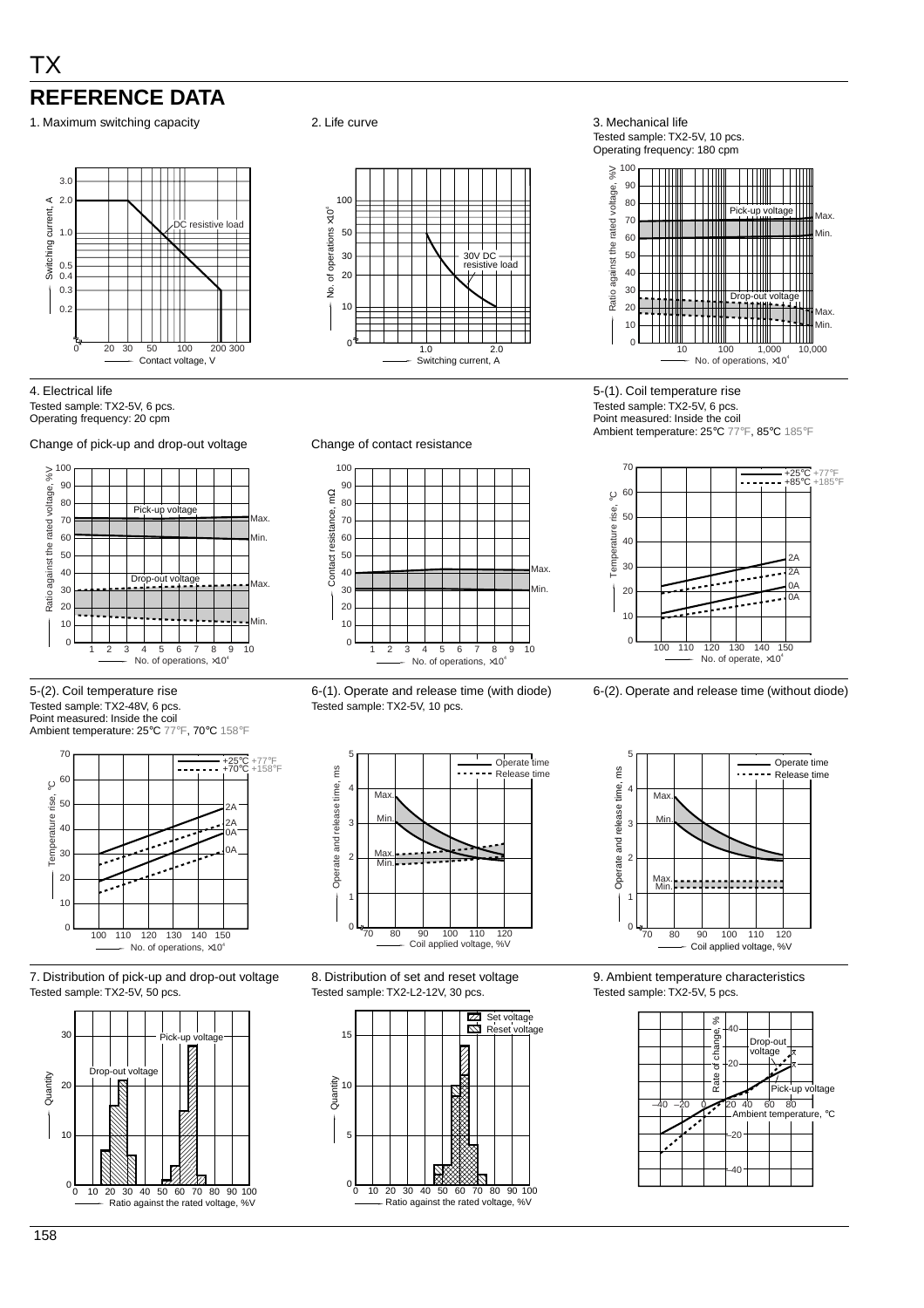# TX

## REFERENCE DATA

1. Maximum switching capacity

DC resistive load

Switching current, A — Contact voltage, V

2. Life curve

30V DC resistive load

No. of operations ×10[4] — Switching current, A

3. Mechanical life

Tested sample: TX2-5V, 10 pcs.
Operating frequency: 180 cpm

Pick-up voltage (Max., Min.)
Drop-out voltage (Max., Min.)

Ratio against the rated voltage, %V — No. of operations, ×10[4]

4. Electrical life

Tested sample: TX2-5V, 6 pcs.
Operating frequency: 20 cpm

Change of pick-up and drop-out voltage

Pick-up voltage (Max., Min.)
Drop-out voltage (Max., Min.)

Ratio against the rated voltage, %V — No. of operations, ×10[4]

Change of contact resistance

Contact resistance, mΩ — No. of operations, ×10[4]

5-(1). Coil temperature rise

Tested sample: TX2-5V, 6 pcs.
Point measured: Inside the coil
Ambient temperature: 25℃ 77°F, 85℃ 185°F

+25℃ +77°F
+85℃ +185°F

Temperature rise, ℃ — No. of operate, ×10[4]

5-(2). Coil temperature rise

Tested sample: TX2-48V, 6 pcs.
Point measured: Inside the coil
Ambient temperature: 25℃ 77°F, 70℃ 158°F

+25℃ +77°F
+70℃ +158°F

Temperature rise, ℃ — No. of operations, ×10[4]

6-(1). Operate and release time (with diode)

Tested sample: TX2-5V, 10 pcs.

Operate time
Release time

Operate and release time, ms — Coil applied voltage, %V

6-(2). Operate and release time (without diode)

Operate time
Release time

Operate and release time, ms — Coil applied voltage, %V

7. Distribution of pick-up and drop-out voltage

Tested sample: TX2-5V, 50 pcs.

Pick-up voltage
Drop-out voltage

Quantity — Ratio against the rated voltage, %V

8. Distribution of set and reset voltage

Tested sample: TX2-L2-12V, 30 pcs.

Set voltage
Reset voltage

Quantity — Ratio against the rated voltage, %V

9. Ambient temperature characteristics

Tested sample: TX2-5V, 5 pcs.

Drop-out voltage
Pick-up voltage

Rate of change, % — Ambient temperature, ℃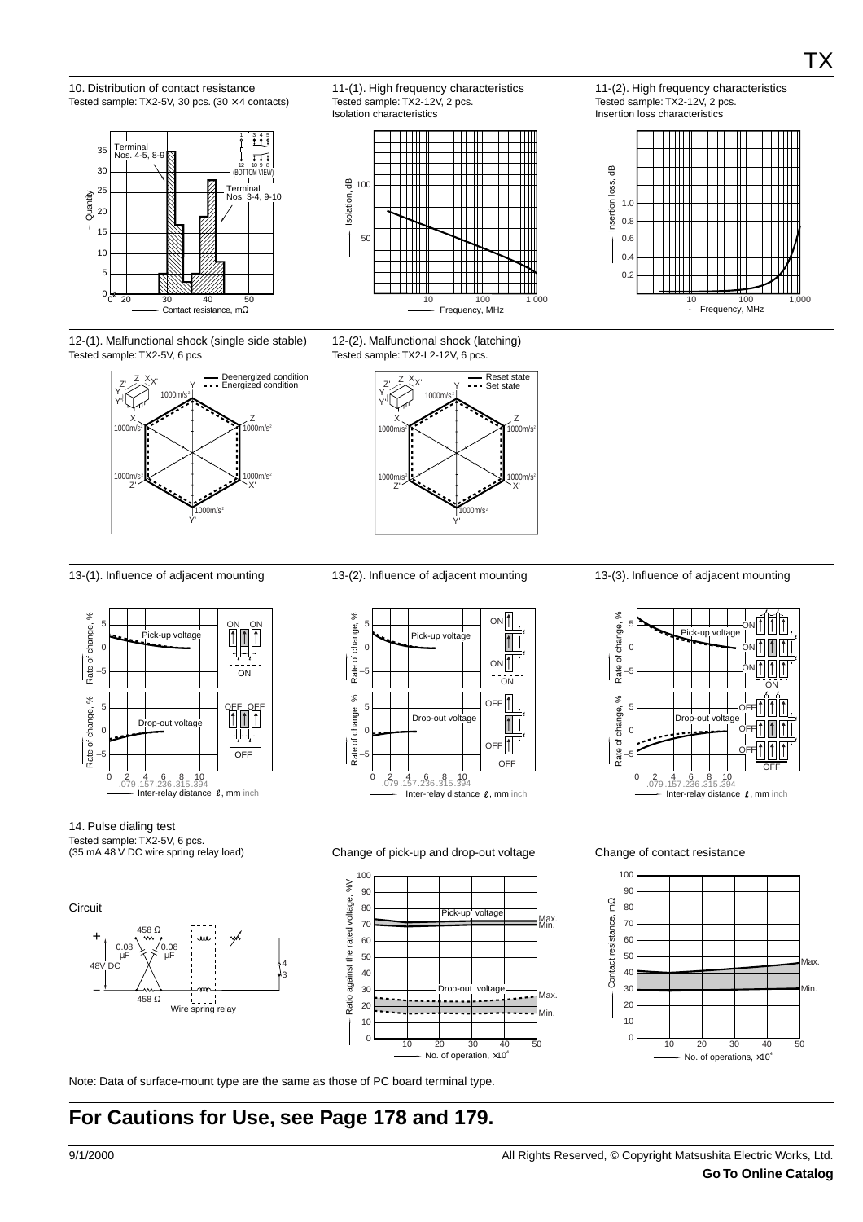### 10. Distribution of contact resistance

Tested sample: TX2-5V, 30 pcs. (30 × 4 contacts)

Quantity
Contact resistance, mΩ
Terminal Nos. 4-5, 8-9
Terminal Nos. 3-4, 9-10
(BOTTOM VIEW)

### 11-(1). High frequency characteristics

Tested sample: TX2-12V, 2 pcs.
Isolation characteristics

Isolation, dB
Frequency, MHz

### 11-(2). High frequency characteristics

Tested sample: TX2-12V, 2 pcs.
Insertion loss characteristics

Insertion loss, dB
Frequency, MHz

### 12-(1). Malfunctional shock (single side stable)

Tested sample: TX2-5V, 6 pcs

Deenergized condition
Energized condition
1000m/s²

### 12-(2). Malfunctional shock (latching)

Tested sample: TX2-L2-12V, 6 pcs.

Reset state
Set state
1000m/s²

### 13-(1). Influence of adjacent mounting

Rate of change, %
Pick-up voltage
Drop-out voltage
Inter-relay distance ℓ, mm inch

### 13-(2). Influence of adjacent mounting

Rate of change, %
Pick-up voltage
Drop-out voltage
Inter-relay distance ℓ, mm inch

### 13-(3). Influence of adjacent mounting

Rate of change, %
Pick-up voltage
Drop-out voltage
Inter-relay distance ℓ, mm inch

### 14. Pulse dialing test

Tested sample: TX2-5V, 6 pcs.
(35 mA 48 V DC wire spring relay load)

Circuit

458 Ω
0.08 µF
48V DC
Wire spring relay

Change of pick-up and drop-out voltage

Ratio against the rated voltage, %V
Pick-up voltage
Drop-out voltage
Max.
Min.
No. of operation, ×10⁴

Change of contact resistance

Contact resistance, mΩ
Max.
Min.
No. of operations, ×10⁴

Note: Data of surface-mount type are the same as those of PC board terminal type.

## For Cautions for Use, see Page 178 and 179.